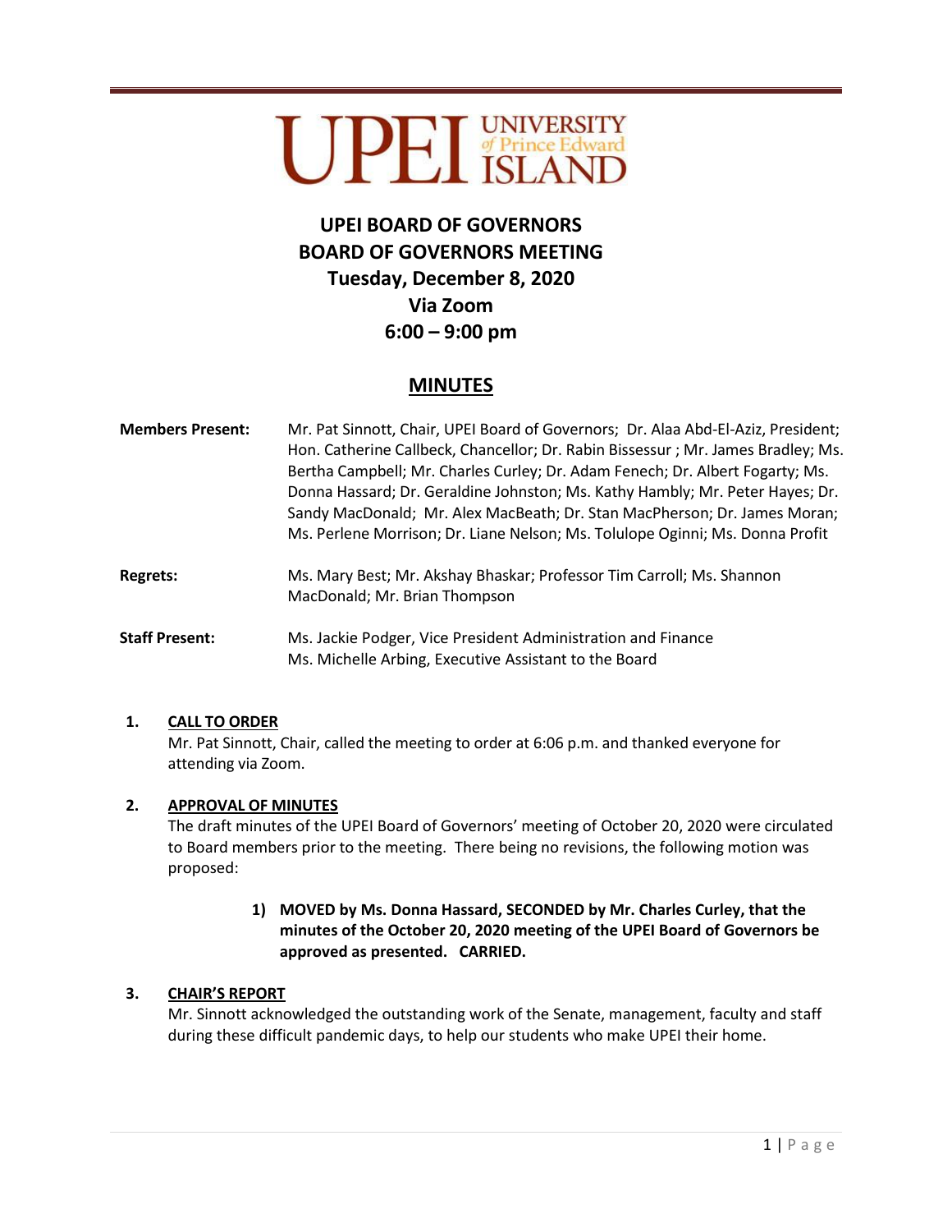UPEI UNIVERSITY of Prince Edward ISLAND

# UPEI BOARD OF GOVERNORS
# BOARD OF GOVERNORS MEETING
# Tuesday, December 8, 2020
# Via Zoom
# 6:00 – 9:00 pm

## MINUTES

**Members Present:** Mr. Pat Sinnott, Chair, UPEI Board of Governors; Dr. Alaa Abd-El-Aziz, President; Hon. Catherine Callbeck, Chancellor; Dr. Rabin Bissessur ; Mr. James Bradley; Ms. Bertha Campbell; Mr. Charles Curley; Dr. Adam Fenech; Dr. Albert Fogarty; Ms. Donna Hassard; Dr. Geraldine Johnston; Ms. Kathy Hambly; Mr. Peter Hayes; Dr. Sandy MacDonald; Mr. Alex MacBeath; Dr. Stan MacPherson; Dr. James Moran; Ms. Perlene Morrison; Dr. Liane Nelson; Ms. Tolulope Oginni; Ms. Donna Profit

**Regrets:** Ms. Mary Best; Mr. Akshay Bhaskar; Professor Tim Carroll; Ms. Shannon MacDonald; Mr. Brian Thompson

**Staff Present:** Ms. Jackie Podger, Vice President Administration and Finance
Ms. Michelle Arbing, Executive Assistant to the Board

**1. CALL TO ORDER**

Mr. Pat Sinnott, Chair, called the meeting to order at 6:06 p.m. and thanked everyone for attending via Zoom.

**2. APPROVAL OF MINUTES**

The draft minutes of the UPEI Board of Governors' meeting of October 20, 2020 were circulated to Board members prior to the meeting. There being no revisions, the following motion was proposed:

> **1) MOVED by Ms. Donna Hassard, SECONDED by Mr. Charles Curley, that the minutes of the October 20, 2020 meeting of the UPEI Board of Governors be approved as presented. CARRIED.**

**3. CHAIR'S REPORT**

Mr. Sinnott acknowledged the outstanding work of the Senate, management, faculty and staff during these difficult pandemic days, to help our students who make UPEI their home.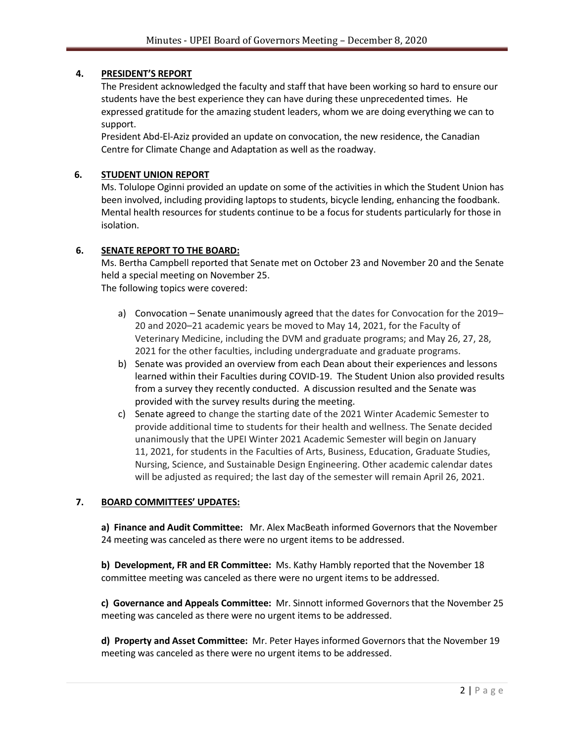## 4. PRESIDENT'S REPORT

The President acknowledged the faculty and staff that have been working so hard to ensure our students have the best experience they can have during these unprecedented times. He expressed gratitude for the amazing student leaders, whom we are doing everything we can to support.

President Abd-El-Aziz provided an update on convocation, the new residence, the Canadian Centre for Climate Change and Adaptation as well as the roadway.

## 6. STUDENT UNION REPORT

Ms. Tolulope Oginni provided an update on some of the activities in which the Student Union has been involved, including providing laptops to students, bicycle lending, enhancing the foodbank. Mental health resources for students continue to be a focus for students particularly for those in isolation.

## 6. SENATE REPORT TO THE BOARD:

Ms. Bertha Campbell reported that Senate met on October 23 and November 20 and the Senate held a special meeting on November 25.

The following topics were covered:

a) Convocation – Senate unanimously agreed that the dates for Convocation for the 2019–20 and 2020–21 academic years be moved to May 14, 2021, for the Faculty of Veterinary Medicine, including the DVM and graduate programs; and May 26, 27, 28, 2021 for the other faculties, including undergraduate and graduate programs.

b) Senate was provided an overview from each Dean about their experiences and lessons learned within their Faculties during COVID-19. The Student Union also provided results from a survey they recently conducted. A discussion resulted and the Senate was provided with the survey results during the meeting.

c) Senate agreed to change the starting date of the 2021 Winter Academic Semester to provide additional time to students for their health and wellness. The Senate decided unanimously that the UPEI Winter 2021 Academic Semester will begin on January 11, 2021, for students in the Faculties of Arts, Business, Education, Graduate Studies, Nursing, Science, and Sustainable Design Engineering. Other academic calendar dates will be adjusted as required; the last day of the semester will remain April 26, 2021.

## 7. BOARD COMMITTEES' UPDATES:

**a) Finance and Audit Committee:** Mr. Alex MacBeath informed Governors that the November 24 meeting was canceled as there were no urgent items to be addressed.

**b) Development, FR and ER Committee:** Ms. Kathy Hambly reported that the November 18 committee meeting was canceled as there were no urgent items to be addressed.

**c) Governance and Appeals Committee:** Mr. Sinnott informed Governors that the November 25 meeting was canceled as there were no urgent items to be addressed.

**d) Property and Asset Committee:** Mr. Peter Hayes informed Governors that the November 19 meeting was canceled as there were no urgent items to be addressed.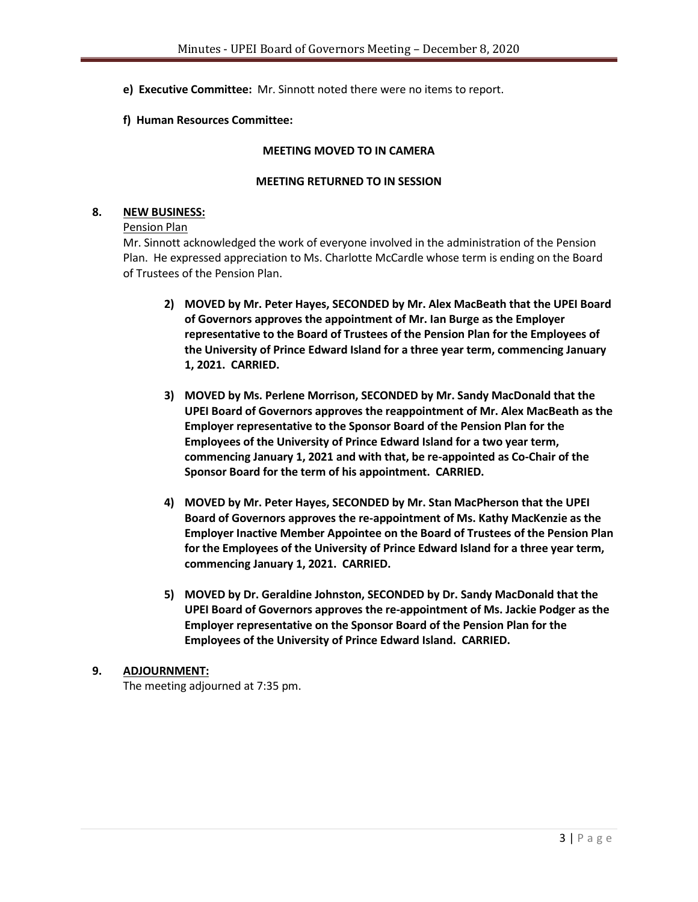**e) Executive Committee:** Mr. Sinnott noted there were no items to report.

**f) Human Resources Committee:**

**MEETING MOVED TO IN CAMERA**

**MEETING RETURNED TO IN SESSION**

**8. NEW BUSINESS:**

Pension Plan

Mr. Sinnott acknowledged the work of everyone involved in the administration of the Pension Plan. He expressed appreciation to Ms. Charlotte McCardle whose term is ending on the Board of Trustees of the Pension Plan.

2) **MOVED by Mr. Peter Hayes, SECONDED by Mr. Alex MacBeath that the UPEI Board of Governors approves the appointment of Mr. Ian Burge as the Employer representative to the Board of Trustees of the Pension Plan for the Employees of the University of Prince Edward Island for a three year term, commencing January 1, 2021. CARRIED.**

3) **MOVED by Ms. Perlene Morrison, SECONDED by Mr. Sandy MacDonald that the UPEI Board of Governors approves the reappointment of Mr. Alex MacBeath as the Employer representative to the Sponsor Board of the Pension Plan for the Employees of the University of Prince Edward Island for a two year term, commencing January 1, 2021 and with that, be re-appointed as Co-Chair of the Sponsor Board for the term of his appointment. CARRIED.**

4) **MOVED by Mr. Peter Hayes, SECONDED by Mr. Stan MacPherson that the UPEI Board of Governors approves the re-appointment of Ms. Kathy MacKenzie as the Employer Inactive Member Appointee on the Board of Trustees of the Pension Plan for the Employees of the University of Prince Edward Island for a three year term, commencing January 1, 2021. CARRIED.**

5) **MOVED by Dr. Geraldine Johnston, SECONDED by Dr. Sandy MacDonald that the UPEI Board of Governors approves the re-appointment of Ms. Jackie Podger as the Employer representative on the Sponsor Board of the Pension Plan for the Employees of the University of Prince Edward Island. CARRIED.**

**9. ADJOURNMENT:**

The meeting adjourned at 7:35 pm.